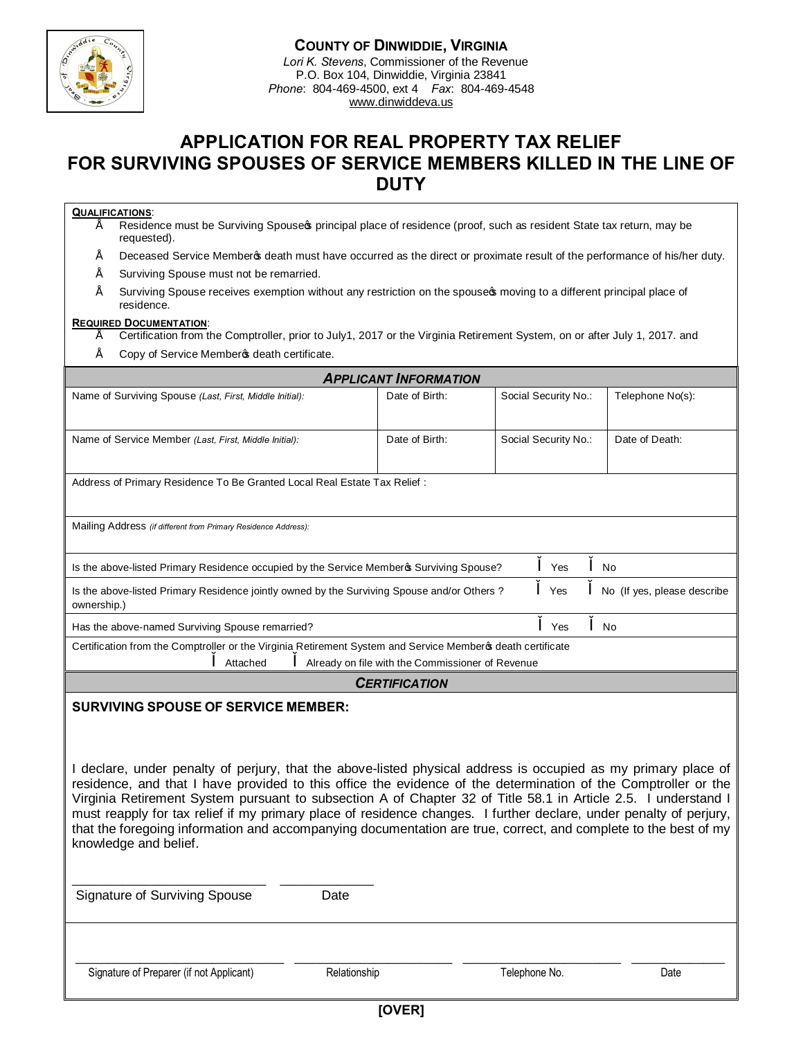**COUNTY OF DINWIDDIE, VIRGINIA**
*Lori K. Stevens*, Commissioner of the Revenue
P.O. Box 104, Dinwiddie, Virginia 23841
*Phone*: 804-469-4500, ext 4 *Fax*: 804-469-4548
www.dinwiddeva.us

# APPLICATION FOR REAL PROPERTY TAX RELIEF FOR SURVIVING SPOUSES OF SERVICE MEMBERS KILLED IN THE LINE OF DUTY

**QUALIFICATIONS**:

- Residence must be Surviving Spouse's principal place of residence (proof, such as resident State tax return, may be requested).
- Deceased Service Member's death must have occurred as the direct or proximate result of the performance of his/her duty.
- Surviving Spouse must not be remarried.
- Surviving Spouse receives exemption without any restriction on the spouse's moving to a different principal place of residence.

**REQUIRED DOCUMENTATION**:

- Certification from the Comptroller, prior to July1, 2017 or the Virginia Retirement System, on or after July 1, 2017. and
- Copy of Service Member's death certificate.

## *APPLICANT INFORMATION*

| Name of Surviving Spouse *(Last, First, Middle Initial)*: | Date of Birth: | Social Security No.: | Telephone No(s): |
|---|---|---|---|
| Name of Service Member *(Last, First, Middle Initial)*: | Date of Birth: | Social Security No.: | Date of Death: |

Address of Primary Residence To Be Granted Local Real Estate Tax Relief :

Mailing Address *(if different from Primary Residence Address)*:

Is the above-listed Primary Residence occupied by the Service Member's Surviving Spouse? ☐ Yes ☐ No

Is the above-listed Primary Residence jointly owned by the Surviving Spouse and/or Others ? ☐ Yes ☐ No (If yes, please describe ownership.)

Has the above-named Surviving Spouse remarried? ☐ Yes ☐ No

Certification from the Comptroller or the Virginia Retirement System and Service Member's death certificate
☐ Attached ☐ Already on file with the Commissioner of Revenue

## *CERTIFICATION*

**SURVIVING SPOUSE OF SERVICE MEMBER:**

I declare, under penalty of perjury, that the above-listed physical address is occupied as my primary place of residence, and that I have provided to this office the evidence of the determination of the Comptroller or the Virginia Retirement System pursuant to subsection A of Chapter 32 of Title 58.1 in Article 2.5. I understand I must reapply for tax relief if my primary place of residence changes. I further declare, under penalty of perjury, that the foregoing information and accompanying documentation are true, correct, and complete to the best of my knowledge and belief.

____________________________ _____________
Signature of Surviving Spouse Date

______________________________ ______________________ ______________________ _____________
Signature of Preparer (if not Applicant) Relationship Telephone No. Date

**[OVER]**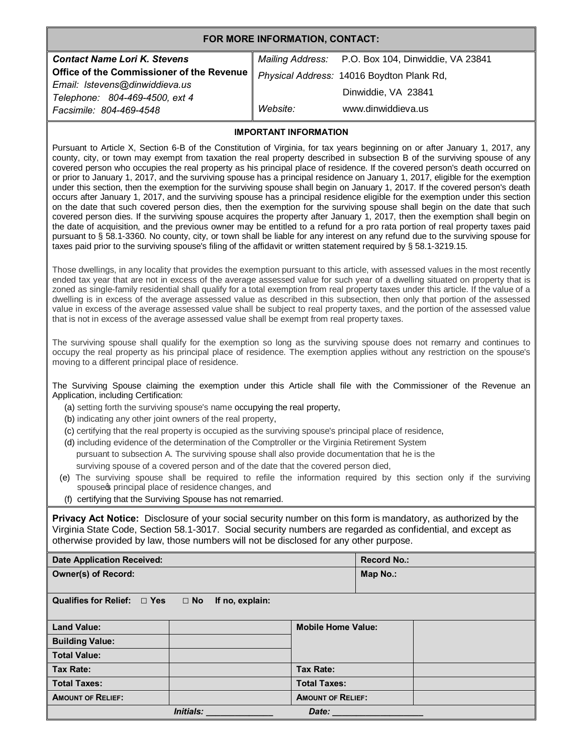| FOR MORE INFORMATION, CONTACT: | |
|---|---|
| ***Contact Name Lori K. Stevens*** <br> **Office of the Commissioner of the Revenue** <br> *Email: lstevens@dinwiddieva.us* <br> *Telephone: 804-469-4500, ext 4* <br> *Facsimile: 804-469-4548* | *Mailing Address:* P.O. Box 104, Dinwiddie, VA 23841 <br> *Physical Address:* 14016 Boydton Plank Rd, Dinwiddie, VA 23841 <br> *Website:* www.dinwiddieva.us |

### IMPORTANT INFORMATION

Pursuant to Article X, Section 6-B of the Constitution of Virginia, for tax years beginning on or after January 1, 2017, any county, city, or town may exempt from taxation the real property described in subsection B of the surviving spouse of any covered person who occupies the real property as his principal place of residence. If the covered person's death occurred on or prior to January 1, 2017, and the surviving spouse has a principal residence on January 1, 2017, eligible for the exemption under this section, then the exemption for the surviving spouse shall begin on January 1, 2017. If the covered person's death occurs after January 1, 2017, and the surviving spouse has a principal residence eligible for the exemption under this section on the date that such covered person dies, then the exemption for the surviving spouse shall begin on the date that such covered person dies. If the surviving spouse acquires the property after January 1, 2017, then the exemption shall begin on the date of acquisition, and the previous owner may be entitled to a refund for a pro rata portion of real property taxes paid pursuant to § 58.1-3360. No county, city, or town shall be liable for any interest on any refund due to the surviving spouse for taxes paid prior to the surviving spouse's filing of the affidavit or written statement required by § 58.1-3219.15.

Those dwellings, in any locality that provides the exemption pursuant to this article, with assessed values in the most recently ended tax year that are not in excess of the average assessed value for such year of a dwelling situated on property that is zoned as single-family residential shall qualify for a total exemption from real property taxes under this article. If the value of a dwelling is in excess of the average assessed value as described in this subsection, then only that portion of the assessed value in excess of the average assessed value shall be subject to real property taxes, and the portion of the assessed value that is not in excess of the average assessed value shall be exempt from real property taxes.

The surviving spouse shall qualify for the exemption so long as the surviving spouse does not remarry and continues to occupy the real property as his principal place of residence. The exemption applies without any restriction on the spouse's moving to a different principal place of residence.

The Surviving Spouse claiming the exemption under this Article shall file with the Commissioner of the Revenue an Application, including Certification:

(a) setting forth the surviving spouse's name occupying the real property,
(b) indicating any other joint owners of the real property,
(c) certifying that the real property is occupied as the surviving spouse's principal place of residence,
(d) including evidence of the determination of the Comptroller or the Virginia Retirement System pursuant to subsection A. The surviving spouse shall also provide documentation that he is the surviving spouse of a covered person and of the date that the covered person died,
(e) The surviving spouse shall be required to refile the information required by this section only if the surviving spouse�s principal place of residence changes, and
(f) certifying that the Surviving Spouse has not remarried.

**Privacy Act Notice:** Disclosure of your social security number on this form is mandatory, as authorized by the Virginia State Code, Section 58.1-3017. Social security numbers are regarded as confidential, and except as otherwise provided by law, those numbers will not be disclosed for any other purpose.

| | | | |
|---|---|---|---|
| **Date Application Received:** | | | **Record No.:** |
| **Owner(s) of Record:** | | | **Map No.:** |
| **Qualifies for Relief:** □ Yes □ No If no, explain: | | | |
| **Land Value:** | | **Mobile Home Value:** | |
| **Building Value:** | | | |
| **Total Value:** | | | |
| **Tax Rate:** | | **Tax Rate:** | |
| **Total Taxes:** | | **Total Taxes:** | |
| **AMOUNT OF RELIEF:** | | **AMOUNT OF RELIEF:** | |
| *Initials:* ______________ | | *Date:* ___________________ | |